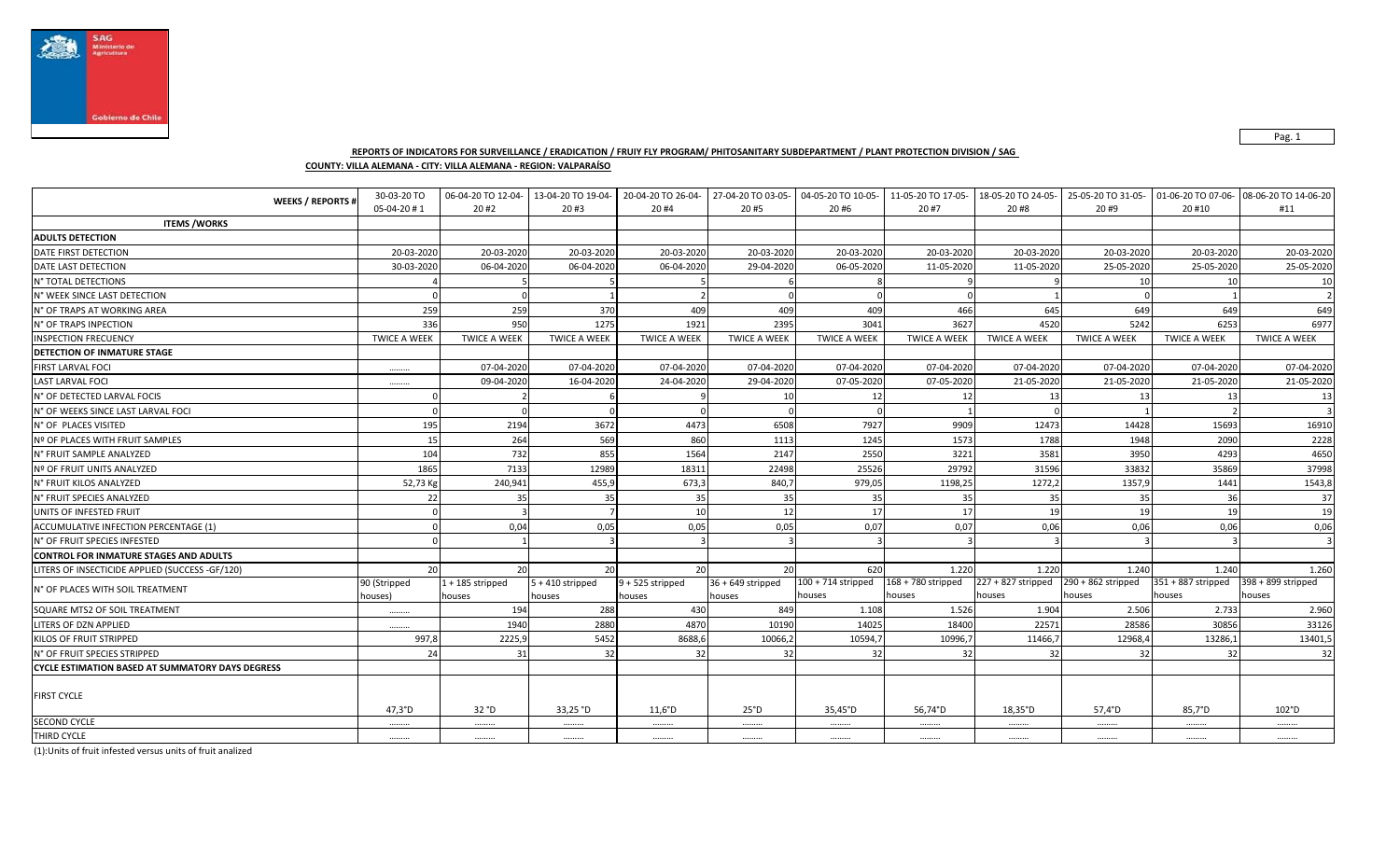**REPORTS OF INDICATORS FOR SURVEILLANCE / ERADICATION / FRUIY FLY PROGRAM/ PHITOSANITARY SUBDEPARTMENT / PLANT PROTECTION DIVISION / SAG**

**COUNTY: VILLA ALEMANA - CITY: VILLA ALEMANA - REGION: VALPARAÍSO**

| WEEKS / REPORTS # | 30-03-20 TO 05-04-20 # 1 | 06-04-20 TO 12-04-20 #2 | 13-04-20 TO 19-04-20 #3 | 20-04-20 TO 26-04-20 #4 | 27-04-20 TO 03-05-20 #5 | 04-05-20 TO 10-05-20 #6 | 11-05-20 TO 17-05-20 #7 | 18-05-20 TO 24-05-20 #8 | 25-05-20 TO 31-05-20 #9 | 01-06-20 TO 07-06-20 #10 | 08-06-20 TO 14-06-20 #11 |
|---|---|---|---|---|---|---|---|---|---|---|---|
| **ITEMS /WORKS** | | | | | | | | | | | |
| **ADULTS DETECTION** | | | | | | | | | | | |
| DATE FIRST DETECTION | 20-03-2020 | 20-03-2020 | 20-03-2020 | 20-03-2020 | 20-03-2020 | 20-03-2020 | 20-03-2020 | 20-03-2020 | 20-03-2020 | 20-03-2020 | 20-03-2020 |
| DATE LAST DETECTION | 30-03-2020 | 06-04-2020 | 06-04-2020 | 06-04-2020 | 29-04-2020 | 06-05-2020 | 11-05-2020 | 11-05-2020 | 25-05-2020 | 25-05-2020 | 25-05-2020 |
| N° TOTAL DETECTIONS | 4 | 5 | 5 | 5 | 6 | 8 | 9 | 9 | 10 | 10 | 10 |
| N° WEEK SINCE LAST DETECTION | 0 | 0 | 1 | 2 | 0 | 0 | 0 | 1 | 0 | 1 | 2 |
| N° OF TRAPS AT WORKING AREA | 259 | 259 | 370 | 409 | 409 | 409 | 466 | 645 | 649 | 649 | 649 |
| N° OF TRAPS INPECTION | 336 | 950 | 1275 | 1921 | 2395 | 3041 | 3627 | 4520 | 5242 | 6253 | 6977 |
| INSPECTION FRECUENCY | TWICE A WEEK | TWICE A WEEK | TWICE A WEEK | TWICE A WEEK | TWICE A WEEK | TWICE A WEEK | TWICE A WEEK | TWICE A WEEK | TWICE A WEEK | TWICE A WEEK | TWICE A WEEK |
| **DETECTION OF INMATURE STAGE** | | | | | | | | | | | |
| FIRST LARVAL FOCI | ……… | 07-04-2020 | 07-04-2020 | 07-04-2020 | 07-04-2020 | 07-04-2020 | 07-04-2020 | 07-04-2020 | 07-04-2020 | 07-04-2020 | 07-04-2020 |
| LAST LARVAL FOCI | ……… | 09-04-2020 | 16-04-2020 | 24-04-2020 | 29-04-2020 | 07-05-2020 | 07-05-2020 | 21-05-2020 | 21-05-2020 | 21-05-2020 | 21-05-2020 |
| N° OF DETECTED LARVAL FOCIS | 0 | 2 | 6 | 9 | 10 | 12 | 12 | 13 | 13 | 13 | 13 |
| N° OF WEEKS SINCE LAST LARVAL FOCI | 0 | 0 | 0 | 0 | 0 | 0 | 1 | 0 | 1 | 2 | 3 |
| N° OF PLACES VISITED | 195 | 2194 | 3672 | 4473 | 6508 | 7927 | 9909 | 12473 | 14428 | 15693 | 16910 |
| Nº OF PLACES WITH FRUIT SAMPLES | 15 | 264 | 569 | 860 | 1113 | 1245 | 1573 | 1788 | 1948 | 2090 | 2228 |
| N° FRUIT SAMPLE ANALYZED | 104 | 732 | 855 | 1564 | 2147 | 2550 | 3221 | 3581 | 3950 | 4293 | 4650 |
| Nº OF FRUIT UNITS ANALYZED | 1865 | 7133 | 12989 | 18311 | 22498 | 25526 | 29792 | 31596 | 33832 | 35869 | 37998 |
| N° FRUIT KILOS ANALYZED | 52,73 Kg | 240,941 | 455,9 | 673,3 | 840,7 | 979,05 | 1198,25 | 1272,2 | 1357,9 | 1441 | 1543,8 |
| N° FRUIT SPECIES ANALYZED | 22 | 35 | 35 | 35 | 35 | 35 | 35 | 35 | 35 | 36 | 37 |
| UNITS OF INFESTED FRUIT | 0 | 3 | 7 | 10 | 12 | 17 | 17 | 19 | 19 | 19 | 19 |
| ACCUMULATIVE INFECTION PERCENTAGE (1) | 0 | 0,04 | 0,05 | 0,05 | 0,05 | 0,07 | 0,07 | 0,06 | 0,06 | 0,06 | 0,06 |
| N° OF FRUIT SPECIES INFESTED | 0 | 1 | 3 | 3 | 3 | 3 | 3 | 3 | 3 | 3 | 3 |
| **CONTROL FOR INMATURE STAGES AND ADULTS** | | | | | | | | | | | |
| LITERS OF INSECTICIDE APPLIED (SUCCESS -GF/120) | 20 | 20 | 20 | 20 | 20 | 620 | 1.220 | 1.220 | 1.240 | 1.240 | 1.260 |
| N° OF PLACES WITH SOIL TREATMENT | 90 (Stripped houses) | 1 + 185 stripped houses | 5 + 410 stripped houses | 9 + 525 stripped houses | 36 + 649 stripped houses | 100 + 714 stripped houses | 168 + 780 stripped houses | 227 + 827 stripped houses | 290 + 862 stripped houses | 351 + 887 stripped houses | 398 + 899 stripped houses |
| SQUARE MTS2 OF SOIL TREATMENT | ……… | 194 | 288 | 430 | 849 | 1.108 | 1.526 | 1.904 | 2.506 | 2.733 | 2.960 |
| LITERS OF DZN APPLIED | ……… | 1940 | 2880 | 4870 | 10190 | 14025 | 18400 | 22571 | 28586 | 30856 | 33126 |
| KILOS OF FRUIT STRIPPED | 997,8 | 2225,9 | 5452 | 8688,6 | 10066,2 | 10594,7 | 10996,7 | 11466,7 | 12968,4 | 13286,1 | 13401,5 |
| N° OF FRUIT SPECIES STRIPPED | 24 | 31 | 32 | 32 | 32 | 32 | 32 | 32 | 32 | 32 | 32 |
| **CYCLE ESTIMATION BASED AT SUMMATORY DAYS DEGRESS** | | | | | | | | | | | |
| FIRST CYCLE | 47,3°D | 32 °D | 33,25 °D | 11,6°D | 25°D | 35,45°D | 56,74°D | 18,35°D | 57,4°D | 85,7°D | 102°D |
| SECOND CYCLE | ……… | ……… | ……… | ……… | ……… | ……… | ……… | ……… | ……… | ……… | ……… |
| THIRD CYCLE | ……… | ……… | ……… | ……… | ……… | ……… | ……… | ……… | ……… | ……… | ……… |

(1):Units of fruit infested versus units of fruit analized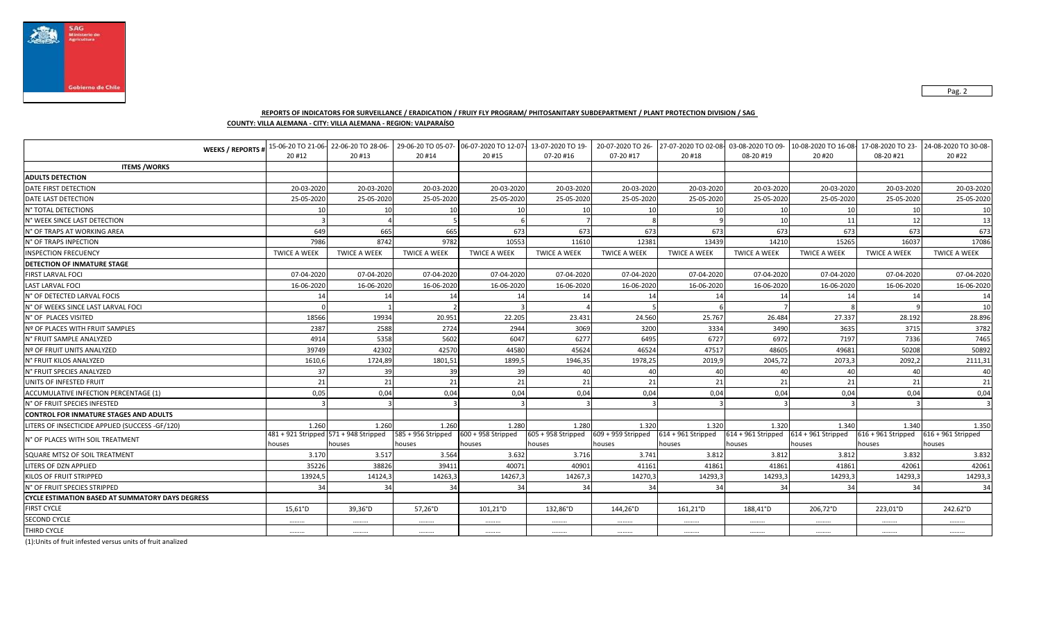**REPORTS OF INDICATORS FOR SURVEILLANCE / ERADICATION / FRUIY FLY PROGRAM/ PHITOSANITARY SUBDEPARTMENT / PLANT PROTECTION DIVISION / SAG**

**COUNTY: VILLA ALEMANA - CITY: VILLA ALEMANA - REGION: VALPARAÍSO**

| WEEKS / REPORTS # | 15-06-20 TO 21-06-20 #12 | 22-06-20 TO 28-06-20 #13 | 29-06-20 TO 05-07-20 #14 | 06-07-2020 TO 12-07-20 #15 | 13-07-2020 TO 19-07-20 #16 | 20-07-2020 TO 26-07-20 #17 | 27-07-2020 TO 02-08-20 #18 | 03-08-2020 TO 09-08-20 #19 | 10-08-2020 TO 16-08-20 #20 | 17-08-2020 TO 23-08-20 #21 | 24-08-2020 TO 30-08-20 #22 |
|---|---|---|---|---|---|---|---|---|---|---|---|
| **ITEMS /WORKS** | | | | | | | | | | | |
| **ADULTS DETECTION** | | | | | | | | | | | |
| DATE FIRST DETECTION | 20-03-2020 | 20-03-2020 | 20-03-2020 | 20-03-2020 | 20-03-2020 | 20-03-2020 | 20-03-2020 | 20-03-2020 | 20-03-2020 | 20-03-2020 | 20-03-2020 |
| DATE LAST DETECTION | 25-05-2020 | 25-05-2020 | 25-05-2020 | 25-05-2020 | 25-05-2020 | 25-05-2020 | 25-05-2020 | 25-05-2020 | 25-05-2020 | 25-05-2020 | 25-05-2020 |
| N° TOTAL DETECTIONS | 10 | 10 | 10 | 10 | 10 | 10 | 10 | 10 | 10 | 10 | 10 |
| N° WEEK SINCE LAST DETECTION | 3 | 4 | 5 | 6 | 7 | 8 | 9 | 10 | 11 | 12 | 13 |
| N° OF TRAPS AT WORKING AREA | 649 | 665 | 665 | 673 | 673 | 673 | 673 | 673 | 673 | 673 | 673 |
| N° OF TRAPS INSPECTION | 7986 | 8742 | 9782 | 10553 | 11610 | 12381 | 13439 | 14210 | 15265 | 16037 | 17086 |
| INSPECTION FRECUENCY | TWICE A WEEK | TWICE A WEEK | TWICE A WEEK | TWICE A WEEK | TWICE A WEEK | TWICE A WEEK | TWICE A WEEK | TWICE A WEEK | TWICE A WEEK | TWICE A WEEK | TWICE A WEEK |
| **DETECTION OF INMATURE STAGE** | | | | | | | | | | | |
| FIRST LARVAL FOCI | 07-04-2020 | 07-04-2020 | 07-04-2020 | 07-04-2020 | 07-04-2020 | 07-04-2020 | 07-04-2020 | 07-04-2020 | 07-04-2020 | 07-04-2020 | 07-04-2020 |
| LAST LARVAL FOCI | 16-06-2020 | 16-06-2020 | 16-06-2020 | 16-06-2020 | 16-06-2020 | 16-06-2020 | 16-06-2020 | 16-06-2020 | 16-06-2020 | 16-06-2020 | 16-06-2020 |
| N° OF DETECTED LARVAL FOCIS | 14 | 14 | 14 | 14 | 14 | 14 | 14 | 14 | 14 | 14 | 14 |
| N° OF WEEKS SINCE LAST LARVAL FOCI | 0 | 1 | 2 | 3 | 4 | 5 | 6 | 7 | 8 | 9 | 10 |
| N° OF PLACES VISITED | 18566 | 19934 | 20.951 | 22.205 | 23.431 | 24.560 | 25.767 | 26.484 | 27.337 | 28.192 | 28.896 |
| Nº OF PLACES WITH FRUIT SAMPLES | 2387 | 2588 | 2724 | 2944 | 3069 | 3200 | 3334 | 3490 | 3635 | 3715 | 3782 |
| N° FRUIT SAMPLE ANALYZED | 4914 | 5358 | 5602 | 6047 | 6277 | 6495 | 6727 | 6972 | 7197 | 7336 | 7465 |
| Nº OF FRUIT UNITS ANALYZED | 39749 | 42302 | 42570 | 44580 | 45624 | 46524 | 47517 | 48605 | 49681 | 50208 | 50892 |
| N° FRUIT KILOS ANALYZED | 1610,6 | 1724,89 | 1801,51 | 1899,5 | 1946,35 | 1978,25 | 2019,9 | 2045,72 | 2073,3 | 2092,2 | 2111,31 |
| N° FRUIT SPECIES ANALYZED | 37 | 39 | 39 | 39 | 40 | 40 | 40 | 40 | 40 | 40 | 40 |
| UNITS OF INFESTED FRUIT | 21 | 21 | 21 | 21 | 21 | 21 | 21 | 21 | 21 | 21 | 21 |
| ACCUMULATIVE INFECTION PERCENTAGE (1) | 0,05 | 0,04 | 0,04 | 0,04 | 0,04 | 0,04 | 0,04 | 0,04 | 0,04 | 0,04 | 0,04 |
| N° OF FRUIT SPECIES INFESTED | 3 | 3 | 3 | 3 | 3 | 3 | 3 | 3 | 3 | 3 | 3 |
| **CONTROL FOR INMATURE STAGES AND ADULTS** | | | | | | | | | | | |
| LITERS OF INSECTICIDE APPLIED (SUCCESS -GF/120) | 1.260 | 1.260 | 1.260 | 1.280 | 1.280 | 1.320 | 1.320 | 1.320 | 1.340 | 1.340 | 1.350 |
| N° OF PLACES WITH SOIL TREATMENT | 481 + 921 Stripped houses | 571 + 948 Stripped houses | 585 + 956 Stripped houses | 600 + 958 Stripped houses | 605 + 958 Stripped houses | 609 + 959 Stripped houses | 614 + 961 Stripped houses | 614 + 961 Stripped houses | 614 + 961 Stripped houses | 616 + 961 Stripped houses | 616 + 961 Stripped houses |
| SQUARE MTS2 OF SOIL TREATMENT | 3.170 | 3.517 | 3.564 | 3.632 | 3.716 | 3.741 | 3.812 | 3.812 | 3.812 | 3.832 | 3.832 |
| LITERS OF DZN APPLIED | 35226 | 38826 | 39411 | 40071 | 40901 | 41161 | 41861 | 41861 | 41861 | 42061 | 42061 |
| KILOS OF FRUIT STRIPPED | 13924,5 | 14124,3 | 14263,3 | 14267,3 | 14267,3 | 14270,3 | 14293,3 | 14293,3 | 14293,3 | 14293,3 | 14293,3 |
| N° OF FRUIT SPECIES STRIPPED | 34 | 34 | 34 | 34 | 34 | 34 | 34 | 34 | 34 | 34 | 34 |
| **CYCLE ESTIMATION BASED AT SUMMATORY DAYS DEGRESS** | | | | | | | | | | | |
| FIRST CYCLE | 15,61°D | 39,36°D | 57,26°D | 101,21°D | 132,86°D | 144,26°D | 161,21°D | 188,41°D | 206,72°D | 223,01°D | 242.62°D |
| SECOND CYCLE | ……… | ……… | ……… | ……… | ……… | ……… | ……… | ……… | ……… | ……… | ……… |
| THIRD CYCLE | ……… | ……… | ……… | ……… | ……… | ……… | ……… | ……… | ……… | ……… | ……… |

(1):Units of fruit infested versus units of fruit analized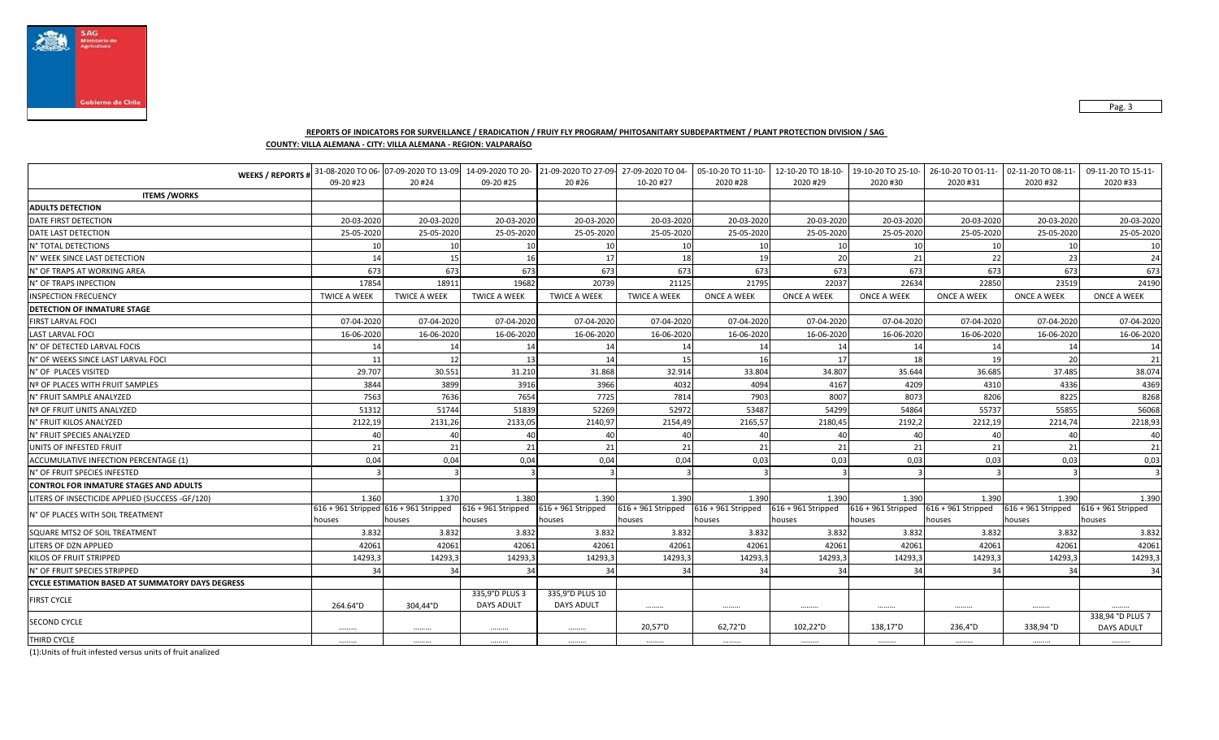**REPORTS OF INDICATORS FOR SURVEILLANCE / ERADICATION / FRUIY FLY PROGRAM/ PHITOSANITARY SUBDEPARTMENT / PLANT PROTECTION DIVISION / SAG**

**COUNTY: VILLA ALEMANA - CITY: VILLA ALEMANA - REGION: VALPARAÍSO**

| WEEKS / REPORTS # | 31-08-2020 TO 06-09-20 #23 | 07-09-2020 TO 13-09-20 #24 | 14-09-2020 TO 20-09-20 #25 | 21-09-2020 TO 27-09-20 #26 | 27-09-2020 TO 04-10-20 #27 | 05-10-20 TO 11-10-2020 #28 | 12-10-20 TO 18-10-2020 #29 | 19-10-20 TO 25-10-2020 #30 | 26-10-20 TO 01-11-2020 #31 | 02-11-20 TO 08-11-2020 #32 | 09-11-20 TO 15-11-2020 #33 |
|---|---|---|---|---|---|---|---|---|---|---|---|
| **ITEMS /WORKS** | | | | | | | | | | | |
| **ADULTS DETECTION** | | | | | | | | | | | |
| DATE FIRST DETECTION | 20-03-2020 | 20-03-2020 | 20-03-2020 | 20-03-2020 | 20-03-2020 | 20-03-2020 | 20-03-2020 | 20-03-2020 | 20-03-2020 | 20-03-2020 | 20-03-2020 |
| DATE LAST DETECTION | 25-05-2020 | 25-05-2020 | 25-05-2020 | 25-05-2020 | 25-05-2020 | 25-05-2020 | 25-05-2020 | 25-05-2020 | 25-05-2020 | 25-05-2020 | 25-05-2020 |
| N° TOTAL DETECTIONS | 10 | 10 | 10 | 10 | 10 | 10 | 10 | 10 | 10 | 10 | 10 |
| N° WEEK SINCE LAST DETECTION | 14 | 15 | 16 | 17 | 18 | 19 | 20 | 21 | 22 | 23 | 24 |
| N° OF TRAPS AT WORKING AREA | 673 | 673 | 673 | 673 | 673 | 673 | 673 | 673 | 673 | 673 | 673 |
| N° OF TRAPS INSPECTION | 17854 | 18911 | 19682 | 20739 | 21125 | 21795 | 22037 | 22634 | 22850 | 23519 | 24190 |
| INSPECTION FRECUENCY | TWICE A WEEK | TWICE A WEEK | TWICE A WEEK | TWICE A WEEK | TWICE A WEEK | ONCE A WEEK | ONCE A WEEK | ONCE A WEEK | ONCE A WEEK | ONCE A WEEK | ONCE A WEEK |
| **DETECTION OF INMATURE STAGE** | | | | | | | | | | | |
| FIRST LARVAL FOCI | 07-04-2020 | 07-04-2020 | 07-04-2020 | 07-04-2020 | 07-04-2020 | 07-04-2020 | 07-04-2020 | 07-04-2020 | 07-04-2020 | 07-04-2020 | 07-04-2020 |
| LAST LARVAL FOCI | 16-06-2020 | 16-06-2020 | 16-06-2020 | 16-06-2020 | 16-06-2020 | 16-06-2020 | 16-06-2020 | 16-06-2020 | 16-06-2020 | 16-06-2020 | 16-06-2020 |
| N° OF DETECTED LARVAL FOCIS | 14 | 14 | 14 | 14 | 14 | 14 | 14 | 14 | 14 | 14 | 14 |
| N° OF WEEKS SINCE LAST LARVAL FOCI | 11 | 12 | 13 | 14 | 15 | 16 | 17 | 18 | 19 | 20 | 21 |
| N° OF PLACES VISITED | 29.707 | 30.551 | 31.210 | 31.868 | 32.914 | 33.804 | 34.807 | 35.644 | 36.685 | 37.485 | 38.074 |
| Nº OF PLACES WITH FRUIT SAMPLES | 3844 | 3899 | 3916 | 3966 | 4032 | 4094 | 4167 | 4209 | 4310 | 4336 | 4369 |
| N° FRUIT SAMPLE ANALYZED | 7563 | 7636 | 7654 | 7725 | 7814 | 7903 | 8007 | 8073 | 8206 | 8225 | 8268 |
| Nº OF FRUIT UNITS ANALYZED | 51312 | 51744 | 51839 | 52269 | 52972 | 53487 | 54299 | 54864 | 55737 | 55855 | 56068 |
| N° FRUIT KILOS ANALYZED | 2122,19 | 2131,26 | 2133,05 | 2140,97 | 2154,49 | 2165,57 | 2180,45 | 2192,2 | 2212,19 | 2214,74 | 2218,93 |
| N° FRUIT SPECIES ANALYZED | 40 | 40 | 40 | 40 | 40 | 40 | 40 | 40 | 40 | 40 | 40 |
| UNITS OF INFESTED FRUIT | 21 | 21 | 21 | 21 | 21 | 21 | 21 | 21 | 21 | 21 | 21 |
| ACCUMULATIVE INFECTION PERCENTAGE (1) | 0,04 | 0,04 | 0,04 | 0,04 | 0,04 | 0,03 | 0,03 | 0,03 | 0,03 | 0,03 | 0,03 |
| N° OF FRUIT SPECIES INFESTED | 3 | 3 | 3 | 3 | 3 | 3 | 3 | 3 | 3 | 3 | 3 |
| **CONTROL FOR INMATURE STAGES AND ADULTS** | | | | | | | | | | | |
| LITERS OF INSECTICIDE APPLIED (SUCCESS -GF/120) | 1.360 | 1.370 | 1.380 | 1.390 | 1.390 | 1.390 | 1.390 | 1.390 | 1.390 | 1.390 | 1.390 |
| N° OF PLACES WITH SOIL TREATMENT | 616 + 961 Stripped houses | 616 + 961 Stripped houses | 616 + 961 Stripped houses | 616 + 961 Stripped houses | 616 + 961 Stripped houses | 616 + 961 Stripped houses | 616 + 961 Stripped houses | 616 + 961 Stripped houses | 616 + 961 Stripped houses | 616 + 961 Stripped houses | 616 + 961 Stripped houses |
| SQUARE MTS2 OF SOIL TREATMENT | 3.832 | 3.832 | 3.832 | 3.832 | 3.832 | 3.832 | 3.832 | 3.832 | 3.832 | 3.832 | 3.832 |
| LITERS OF DZN APPLIED | 42061 | 42061 | 42061 | 42061 | 42061 | 42061 | 42061 | 42061 | 42061 | 42061 | 42061 |
| KILOS OF FRUIT STRIPPED | 14293,3 | 14293,3 | 14293,3 | 14293,3 | 14293,3 | 14293,3 | 14293,3 | 14293,3 | 14293,3 | 14293,3 | 14293,3 |
| N° OF FRUIT SPECIES STRIPPED | 34 | 34 | 34 | 34 | 34 | 34 | 34 | 34 | 34 | 34 | 34 |
| **CYCLE ESTIMATION BASED AT SUMMATORY DAYS DEGRESS** | | | | | | | | | | | |
| FIRST CYCLE | 264.64°D | 304,44°D | 335,9°D PLUS 3 DAYS ADULT | 335,9°D PLUS 10 DAYS ADULT | ……… | ……… | ……… | ……… | ……… | ……… | ……… |
| SECOND CYCLE | ……… | ……… | ……… | ……… | 20,57°D | 62,72°D | 102,22°D | 138,17°D | 236,4°D | 338,94 °D | 338,94 °D PLUS 7 DAYS ADULT |
| THIRD CYCLE | ……… | ……… | ……… | ……… | ……… | ……… | ……… | ……… | ……… | ……… | ……… |

(1):Units of fruit infested versus units of fruit analized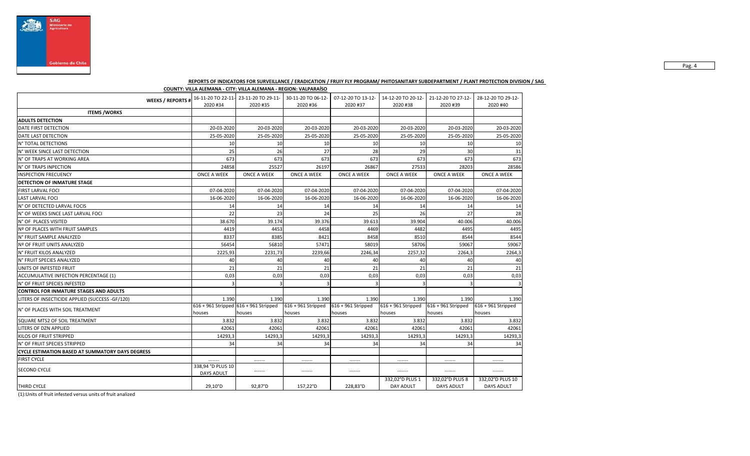**REPORTS OF INDICATORS FOR SURVEILLANCE / ERADICATION / FRUIY FLY PROGRAM/ PHITOSANITARY SUBDEPARTMENT / PLANT PROTECTION DIVISION / SAG**

**COUNTY: VILLA ALEMANA - CITY: VILLA ALEMANA - REGION: VALPARAÍSO**

| WEEKS / REPORTS # | 16-11-20 TO 22-11-2020 #34 | 23-11-20 TO 29-11-2020 #35 | 30-11-20 TO 06-12-2020 #36 | 07-12-20 TO 13-12-2020 #37 | 14-12-20 TO 20-12-2020 #38 | 21-12-20 TO 27-12-2020 #39 | 28-12-20 TO 29-12-2020 #40 |
|---|---|---|---|---|---|---|---|
| **ITEMS /WORKS** | | | | | | | |
| **ADULTS DETECTION** | | | | | | | |
| DATE FIRST DETECTION | 20-03-2020 | 20-03-2020 | 20-03-2020 | 20-03-2020 | 20-03-2020 | 20-03-2020 | 20-03-2020 |
| DATE LAST DETECTION | 25-05-2020 | 25-05-2020 | 25-05-2020 | 25-05-2020 | 25-05-2020 | 25-05-2020 | 25-05-2020 |
| N° TOTAL DETECTIONS | 10 | 10 | 10 | 10 | 10 | 10 | 10 |
| N° WEEK SINCE LAST DETECTION | 25 | 26 | 27 | 28 | 29 | 30 | 31 |
| N° OF TRAPS AT WORKING AREA | 673 | 673 | 673 | 673 | 673 | 673 | 673 |
| N° OF TRAPS INSPECTION | 24858 | 25527 | 26197 | 26867 | 27533 | 28203 | 28586 |
| INSPECTION FRECUENCY | ONCE A WEEK | ONCE A WEEK | ONCE A WEEK | ONCE A WEEK | ONCE A WEEK | ONCE A WEEK | ONCE A WEEK |
| **DETECTION OF INMATURE STAGE** | | | | | | | |
| FIRST LARVAL FOCI | 07-04-2020 | 07-04-2020 | 07-04-2020 | 07-04-2020 | 07-04-2020 | 07-04-2020 | 07-04-2020 |
| LAST LARVAL FOCI | 16-06-2020 | 16-06-2020 | 16-06-2020 | 16-06-2020 | 16-06-2020 | 16-06-2020 | 16-06-2020 |
| N° OF DETECTED LARVAL FOCIS | 14 | 14 | 14 | 14 | 14 | 14 | 14 |
| N° OF WEEKS SINCE LAST LARVAL FOCI | 22 | 23 | 24 | 25 | 26 | 27 | 28 |
| N° OF PLACES VISITED | 38.670 | 39.174 | 39.376 | 39.613 | 39.904 | 40.006 | 40.006 |
| Nº OF PLACES WITH FRUIT SAMPLES | 4419 | 4453 | 4458 | 4469 | 4482 | 4495 | 4495 |
| N° FRUIT SAMPLE ANALYZED | 8337 | 8385 | 8421 | 8458 | 8510 | 8544 | 8544 |
| Nº OF FRUIT UNITS ANALYZED | 56454 | 56810 | 57471 | 58019 | 58706 | 59067 | 59067 |
| N° FRUIT KILOS ANALYZED | 2225,93 | 2231,73 | 2239,66 | 2246,34 | 2257,32 | 2264,3 | 2264,3 |
| N° FRUIT SPECIES ANALYZED | 40 | 40 | 40 | 40 | 40 | 40 | 40 |
| UNITS OF INFESTED FRUIT | 21 | 21 | 21 | 21 | 21 | 21 | 21 |
| ACCUMULATIVE INFECTION PERCENTAGE (1) | 0,03 | 0,03 | 0,03 | 0,03 | 0,03 | 0,03 | 0,03 |
| N° OF FRUIT SPECIES INFESTED | 3 | 3 | 3 | 3 | 3 | 3 | 3 |
| **CONTROL FOR INMATURE STAGES AND ADULTS** | | | | | | | |
| LITERS OF INSECTICIDE APPLIED (SUCCESS -GF/120) | 1.390 | 1.390 | 1.390 | 1.390 | 1.390 | 1.390 | 1.390 |
| N° OF PLACES WITH SOIL TREATMENT | 616 + 961 Stripped houses | 616 + 961 Stripped houses | 616 + 961 Stripped houses | 616 + 961 Stripped houses | 616 + 961 Stripped houses | 616 + 961 Stripped houses | 616 + 961 Stripped houses |
| SQUARE MTS2 OF SOIL TREATMENT | 3.832 | 3.832 | 3.832 | 3.832 | 3.832 | 3.832 | 3.832 |
| LITERS OF DZN APPLIED | 42061 | 42061 | 42061 | 42061 | 42061 | 42061 | 42061 |
| KILOS OF FRUIT STRIPPED | 14293,3 | 14293,3 | 14293,3 | 14293,3 | 14293,3 | 14293,3 | 14293,3 |
| N° OF FRUIT SPECIES STRIPPED | 34 | 34 | 34 | 34 | 34 | 34 | 34 |
| **CYCLE ESTIMATION BASED AT SUMMATORY DAYS DEGRESS** | | | | | | | |
| FIRST CYCLE | ……… | ……… | ……… | ……… | ……… | ……… | ……… |
| SECOND CYCLE | 338,94 °D PLUS 10 DAYS ADULT | ……… | ……… | ……… | ……… | ……… | ……… |
| THIRD CYCLE | 29,10°D | 92,87°D | 157,22°D | 228,83°D | 332,02°D PLUS 1 DAY ADULT | 332,02°D PLUS 8 DAYS ADULT | 332,02°D PLUS 10 DAYS ADULT |

(1):Units of fruit infested versus units of fruit analized